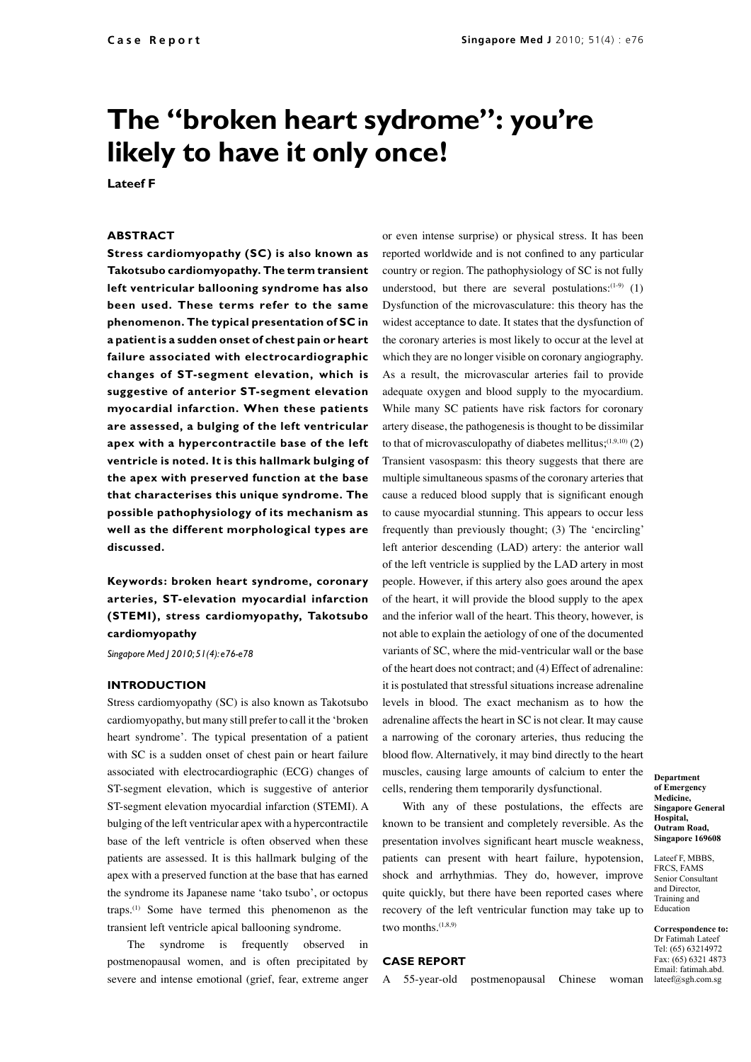Case Report

# The "broken heart sydrome": you're likely to have it only once!

**Lateef F**

## ABSTRACT

**Stress cardiomyopathy (SC) is also known as Takotsubo cardiomyopathy. The term transient left ventricular ballooning syndrome has also been used. These terms refer to the same phenomenon. The typical presentation of SC in a patient is a sudden onset of chest pain or heart failure associated with electrocardiographic changes of ST-segment elevation, which is suggestive of anterior ST-segment elevation myocardial infarction. When these patients are assessed, a bulging of the left ventricular apex with a hypercontractile base of the left ventricle is noted. It is this hallmark bulging of the apex with preserved function at the base that characterises this unique syndrome. The possible pathophysiology of its mechanism as well as the different morphological types are discussed.**

**Keywords: broken heart syndrome, coronary arteries, ST-elevation myocardial infarction (STEMI), stress cardiomyopathy, Takotsubo cardiomyopathy**

*Singapore Med J 2010; 51(4): e76-e78*

## INTRODUCTION

Stress cardiomyopathy (SC) is also known as Takotsubo cardiomyopathy, but many still prefer to call it the 'broken heart syndrome'. The typical presentation of a patient with SC is a sudden onset of chest pain or heart failure associated with electrocardiographic (ECG) changes of ST-segment elevation, which is suggestive of anterior ST-segment elevation myocardial infarction (STEMI). A bulging of the left ventricular apex with a hypercontractile base of the left ventricle is often observed when these patients are assessed. It is this hallmark bulging of the apex with a preserved function at the base that has earned the syndrome its Japanese name 'tako tsubo', or octopus traps.[1] Some have termed this phenomenon as the transient left ventricle apical ballooning syndrome.

The syndrome is frequently observed in postmenopausal women, and is often precipitated by severe and intense emotional (grief, fear, extreme anger or even intense surprise) or physical stress. It has been reported worldwide and is not confined to any particular country or region. The pathophysiology of SC is not fully understood, but there are several postulations:[1-9] (1) Dysfunction of the microvasculature: this theory has the widest acceptance to date. It states that the dysfunction of the coronary arteries is most likely to occur at the level at which they are no longer visible on coronary angiography. As a result, the microvascular arteries fail to provide adequate oxygen and blood supply to the myocardium. While many SC patients have risk factors for coronary artery disease, the pathogenesis is thought to be dissimilar to that of microvasculopathy of diabetes mellitus;[1,9,10] (2) Transient vasospasm: this theory suggests that there are multiple simultaneous spasms of the coronary arteries that cause a reduced blood supply that is significant enough to cause myocardial stunning. This appears to occur less frequently than previously thought; (3) The 'encircling' left anterior descending (LAD) artery: the anterior wall of the left ventricle is supplied by the LAD artery in most people. However, if this artery also goes around the apex of the heart, it will provide the blood supply to the apex and the inferior wall of the heart. This theory, however, is not able to explain the aetiology of one of the documented variants of SC, where the mid-ventricular wall or the base of the heart does not contract; and (4) Effect of adrenaline: it is postulated that stressful situations increase adrenaline levels in blood. The exact mechanism as to how the adrenaline affects the heart in SC is not clear. It may cause a narrowing of the coronary arteries, thus reducing the blood flow. Alternatively, it may bind directly to the heart muscles, causing large amounts of calcium to enter the cells, rendering them temporarily dysfunctional.

With any of these postulations, the effects are known to be transient and completely reversible. As the presentation involves significant heart muscle weakness, patients can present with heart failure, hypotension, shock and arrhythmias. They do, however, improve quite quickly, but there have been reported cases where recovery of the left ventricular function may take up to two months.[1,8,9]

## CASE REPORT

A 55-year-old postmenopausal Chinese woman

**Department of Emergency Medicine, Singapore General Hospital, Outram Road, Singapore 169608**

Lateef F, MBBS, FRCS, FAMS
Senior Consultant and Director, Training and Education

**Correspondence to:** Dr Fatimah Lateef
Tel: (65) 63214972
Fax: (65) 6321 4873
Email: fatimah.abd.lateef@sgh.com.sg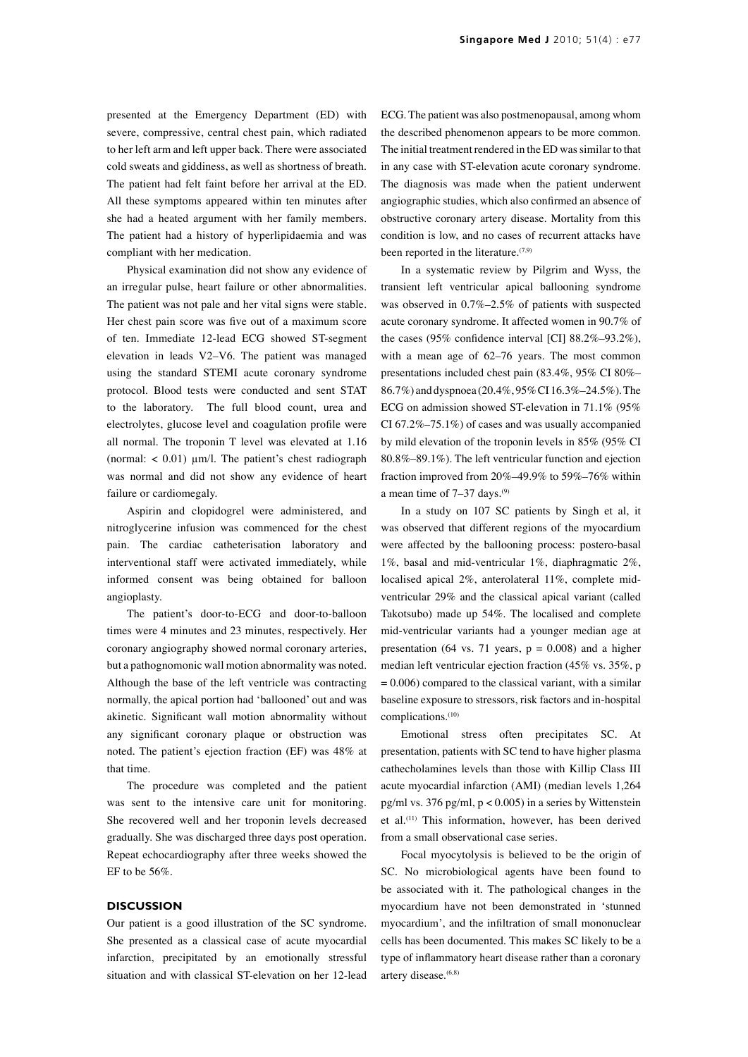presented at the Emergency Department (ED) with severe, compressive, central chest pain, which radiated to her left arm and left upper back. There were associated cold sweats and giddiness, as well as shortness of breath. The patient had felt faint before her arrival at the ED. All these symptoms appeared within ten minutes after she had a heated argument with her family members. The patient had a history of hyperlipidaemia and was compliant with her medication.

Physical examination did not show any evidence of an irregular pulse, heart failure or other abnormalities. The patient was not pale and her vital signs were stable. Her chest pain score was five out of a maximum score of ten. Immediate 12-lead ECG showed ST-segment elevation in leads V2–V6. The patient was managed using the standard STEMI acute coronary syndrome protocol. Blood tests were conducted and sent STAT to the laboratory. The full blood count, urea and electrolytes, glucose level and coagulation profile were all normal. The troponin T level was elevated at 1.16 (normal: < 0.01) µm/l. The patient's chest radiograph was normal and did not show any evidence of heart failure or cardiomegaly.

Aspirin and clopidogrel were administered, and nitroglycerine infusion was commenced for the chest pain. The cardiac catheterisation laboratory and interventional staff were activated immediately, while informed consent was being obtained for balloon angioplasty.

The patient's door-to-ECG and door-to-balloon times were 4 minutes and 23 minutes, respectively. Her coronary angiography showed normal coronary arteries, but a pathognomonic wall motion abnormality was noted. Although the base of the left ventricle was contracting normally, the apical portion had 'ballooned' out and was akinetic. Significant wall motion abnormality without any significant coronary plaque or obstruction was noted. The patient's ejection fraction (EF) was 48% at that time.

The procedure was completed and the patient was sent to the intensive care unit for monitoring. She recovered well and her troponin levels decreased gradually. She was discharged three days post operation. Repeat echocardiography after three weeks showed the EF to be 56%.

## DISCUSSION

Our patient is a good illustration of the SC syndrome. She presented as a classical case of acute myocardial infarction, precipitated by an emotionally stressful situation and with classical ST-elevation on her 12-lead ECG. The patient was also postmenopausal, among whom the described phenomenon appears to be more common. The initial treatment rendered in the ED was similar to that in any case with ST-elevation acute coronary syndrome. The diagnosis was made when the patient underwent angiographic studies, which also confirmed an absence of obstructive coronary artery disease. Mortality from this condition is low, and no cases of recurrent attacks have been reported in the literature.[7,9]

In a systematic review by Pilgrim and Wyss, the transient left ventricular apical ballooning syndrome was observed in 0.7%–2.5% of patients with suspected acute coronary syndrome. It affected women in 90.7% of the cases (95% confidence interval [CI] 88.2%–93.2%), with a mean age of 62–76 years. The most common presentations included chest pain (83.4%, 95% CI 80%–86.7%) and dyspnoea (20.4%, 95% CI 16.3%–24.5%). The ECG on admission showed ST-elevation in 71.1% (95% CI 67.2%–75.1%) of cases and was usually accompanied by mild elevation of the troponin levels in 85% (95% CI 80.8%–89.1%). The left ventricular function and ejection fraction improved from 20%–49.9% to 59%–76% within a mean time of 7–37 days.[9]

In a study on 107 SC patients by Singh et al, it was observed that different regions of the myocardium were affected by the ballooning process: postero-basal 1%, basal and mid-ventricular 1%, diaphragmatic 2%, localised apical 2%, anterolateral 11%, complete mid-ventricular 29% and the classical apical variant (called Takotsubo) made up 54%. The localised and complete mid-ventricular variants had a younger median age at presentation (64 vs. 71 years, $p = 0.008$) and a higher median left ventricular ejection fraction (45% vs. 35%, $p = 0.006$) compared to the classical variant, with a similar baseline exposure to stressors, risk factors and in-hospital complications.[10]

Emotional stress often precipitates SC. At presentation, patients with SC tend to have higher plasma cathecholamines levels than those with Killip Class III acute myocardial infarction (AMI) (median levels 1,264 pg/ml vs. 376 pg/ml, $p < 0.005$) in a series by Wittenstein et al.[11] This information, however, has been derived from a small observational case series.

Focal myocytolysis is believed to be the origin of SC. No microbiological agents have been found to be associated with it. The pathological changes in the myocardium have not been demonstrated in 'stunned myocardium', and the infiltration of small mononuclear cells has been documented. This makes SC likely to be a type of inflammatory heart disease rather than a coronary artery disease.[6,8]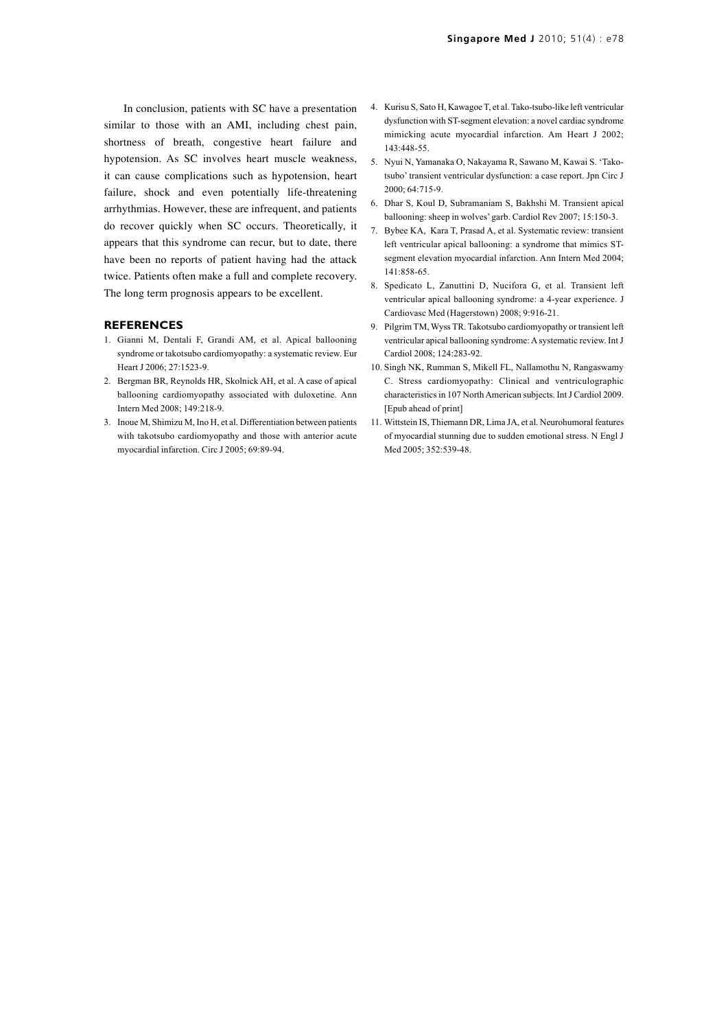In conclusion, patients with SC have a presentation similar to those with an AMI, including chest pain, shortness of breath, congestive heart failure and hypotension. As SC involves heart muscle weakness, it can cause complications such as hypotension, heart failure, shock and even potentially life-threatening arrhythmias. However, these are infrequent, and patients do recover quickly when SC occurs. Theoretically, it appears that this syndrome can recur, but to date, there have been no reports of patient having had the attack twice. Patients often make a full and complete recovery. The long term prognosis appears to be excellent.

## REFERENCES

1. Gianni M, Dentali F, Grandi AM, et al. Apical ballooning syndrome or takotsubo cardiomyopathy: a systematic review. Eur Heart J 2006; 27:1523-9.
2. Bergman BR, Reynolds HR, Skolnick AH, et al. A case of apical ballooning cardiomyopathy associated with duloxetine. Ann Intern Med 2008; 149:218-9.
3. Inoue M, Shimizu M, Ino H, et al. Differentiation between patients with takotsubo cardiomyopathy and those with anterior acute myocardial infarction. Circ J 2005; 69:89-94.
4. Kurisu S, Sato H, Kawagoe T, et al. Tako-tsubo-like left ventricular dysfunction with ST-segment elevation: a novel cardiac syndrome mimicking acute myocardial infarction. Am Heart J 2002; 143:448-55.
5. Nyui N, Yamanaka O, Nakayama R, Sawano M, Kawai S. 'Tako-tsubo' transient ventricular dysfunction: a case report. Jpn Circ J 2000; 64:715-9.
6. Dhar S, Koul D, Subramaniam S, Bakhshi M. Transient apical ballooning: sheep in wolves' garb. Cardiol Rev 2007; 15:150-3.
7. Bybee KA, Kara T, Prasad A, et al. Systematic review: transient left ventricular apical ballooning: a syndrome that mimics ST-segment elevation myocardial infarction. Ann Intern Med 2004; 141:858-65.
8. Spedicato L, Zanuttini D, Nucifora G, et al. Transient left ventricular apical ballooning syndrome: a 4-year experience. J Cardiovasc Med (Hagerstown) 2008; 9:916-21.
9. Pilgrim TM, Wyss TR. Takotsubo cardiomyopathy or transient left ventricular apical ballooning syndrome: A systematic review. Int J Cardiol 2008; 124:283-92.
10. Singh NK, Rumman S, Mikell FL, Nallamothu N, Rangaswamy C. Stress cardiomyopathy: Clinical and ventriculographic characteristics in 107 North American subjects. Int J Cardiol 2009. [Epub ahead of print]
11. Wittstein IS, Thiemann DR, Lima JA, et al. Neurohumoral features of myocardial stunning due to sudden emotional stress. N Engl J Med 2005; 352:539-48.